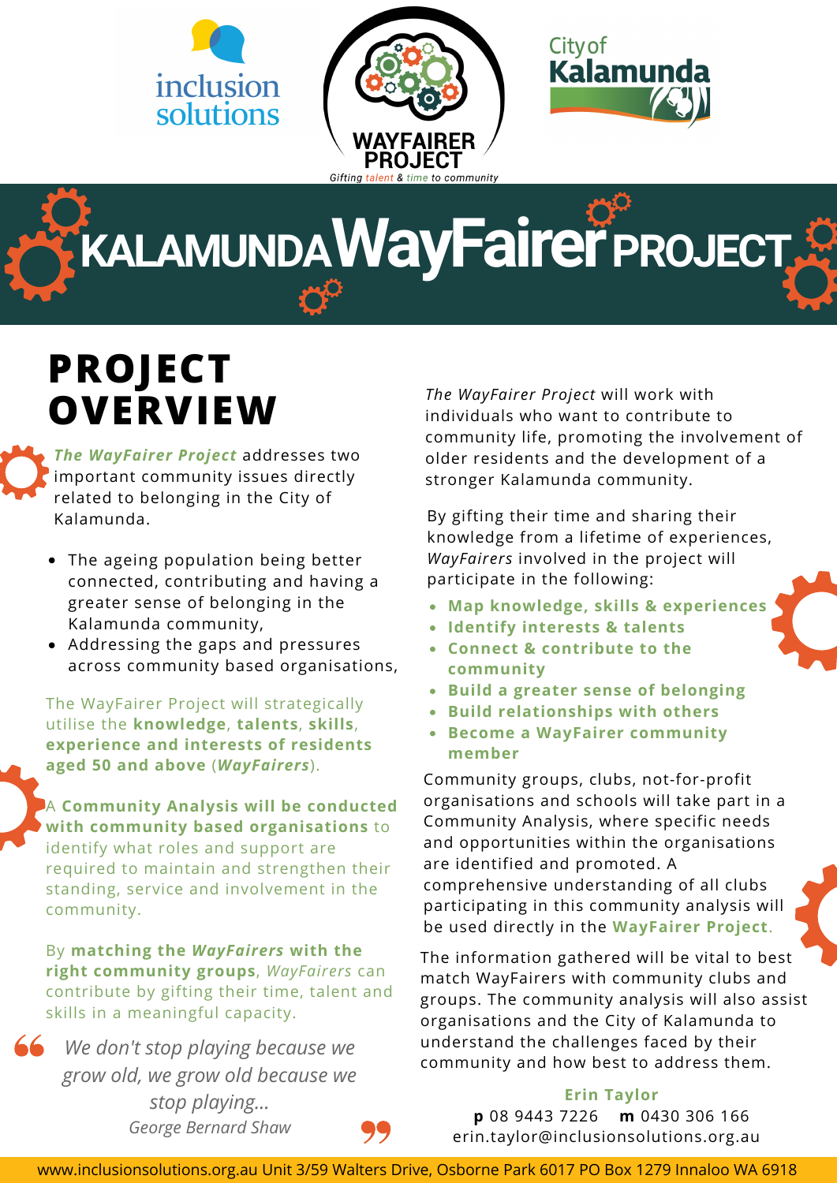inclusion solutions

WAYFAIRER PROJECT

*Gifting talent & time to community*

City of Kalamunda

# KALAMUNDA WayFairer PROJECT

## PROJECT OVERVIEW

***The WayFairer Project*** addresses two important community issues directly related to belonging in the City of Kalamunda.

- The ageing population being better connected, contributing and having a greater sense of belonging in the Kalamunda community,
- Addressing the gaps and pressures across community based organisations,

The WayFairer Project will strategically utilise the **knowledge**, **talents**, **skills**, **experience and interests of residents aged 50 and above** (***WayFairers***).

A **Community Analysis will be conducted with community based organisations** to identify what roles and support are required to maintain and strengthen their standing, service and involvement in the community.

By **matching the *WayFairers* with the right community groups**, *WayFairers* can contribute by gifting their time, talent and skills in a meaningful capacity.

> *We don't stop playing because we grow old, we grow old because we stop playing...*
>
> *George Bernard Shaw*

*The WayFairer Project* will work with individuals who want to contribute to community life, promoting the involvement of older residents and the development of a stronger Kalamunda community.

By gifting their time and sharing their knowledge from a lifetime of experiences, *WayFairers* involved in the project will participate in the following:

- **Map knowledge, skills & experiences**
- **Identify interests & talents**
- **Connect & contribute to the community**
- **Build a greater sense of belonging**
- **Build relationships with others**
- **Become a WayFairer community member**

Community groups, clubs, not-for-profit organisations and schools will take part in a Community Analysis, where specific needs and opportunities within the organisations are identified and promoted. A comprehensive understanding of all clubs participating in this community analysis will be used directly in the **WayFairer Project**.

The information gathered will be vital to best match WayFairers with community clubs and groups. The community analysis will also assist organisations and the City of Kalamunda to understand the challenges faced by their community and how best to address them.

**Erin Taylor**
**p** 08 9443 7226 **m** 0430 306 166
erin.taylor@inclusionsolutions.org.au

www.inclusionsolutions.org.au Unit 3/59 Walters Drive, Osborne Park 6017 PO Box 1279 Innaloo WA 6918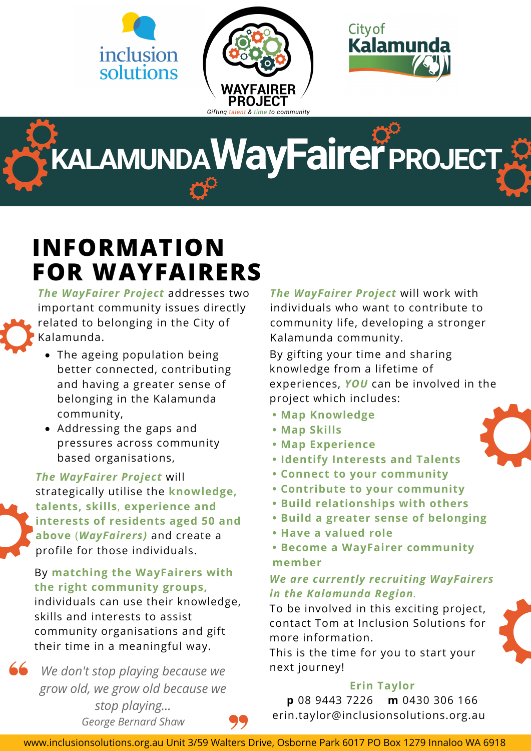inclusion solutions

WAYFAIRER PROJECT
Gifting talent & time to community

City of Kalamunda

# KALAMUNDA WayFairer PROJECT

## INFORMATION FOR WAYFAIRERS

***The WayFairer Project*** addresses two important community issues directly related to belonging in the City of Kalamunda.

- The ageing population being better connected, contributing and having a greater sense of belonging in the Kalamunda community,
- Addressing the gaps and pressures across community based organisations,

***The WayFairer Project*** will strategically utilise the **knowledge, talents, skills, experience and interests of residents aged 50 and above (*WayFairers*)** and create a profile for those individuals.

By **matching the WayFairers with the right community groups,** individuals can use their knowledge, skills and interests to assist community organisations and gift their time in a meaningful way.

> *We don't stop playing because we grow old, we grow old because we stop playing...*
> *George Bernard Shaw*

***The WayFairer Project*** will work with individuals who want to contribute to community life, developing a stronger Kalamunda community.

By gifting your time and sharing knowledge from a lifetime of experiences, ***YOU*** can be involved in the project which includes:

- **Map Knowledge**
- **Map Skills**
- **Map Experience**
- **Identify Interests and Talents**
- **Connect to your community**
- **Contribute to your community**
- **Build relationships with others**
- **Build a greater sense of belonging**
- **Have a valued role**
- **Become a WayFairer community member**

***We are currently recruiting WayFairers in the Kalamunda Region.***

To be involved in this exciting project, contact Tom at Inclusion Solutions for more information.

This is the time for you to start your next journey!

**Erin Taylor**
**p** 08 9443 7226 **m** 0430 306 166
erin.taylor@inclusionsolutions.org.au

www.inclusionsolutions.org.au Unit 3/59 Walters Drive, Osborne Park 6017 PO Box 1279 Innaloo WA 6918